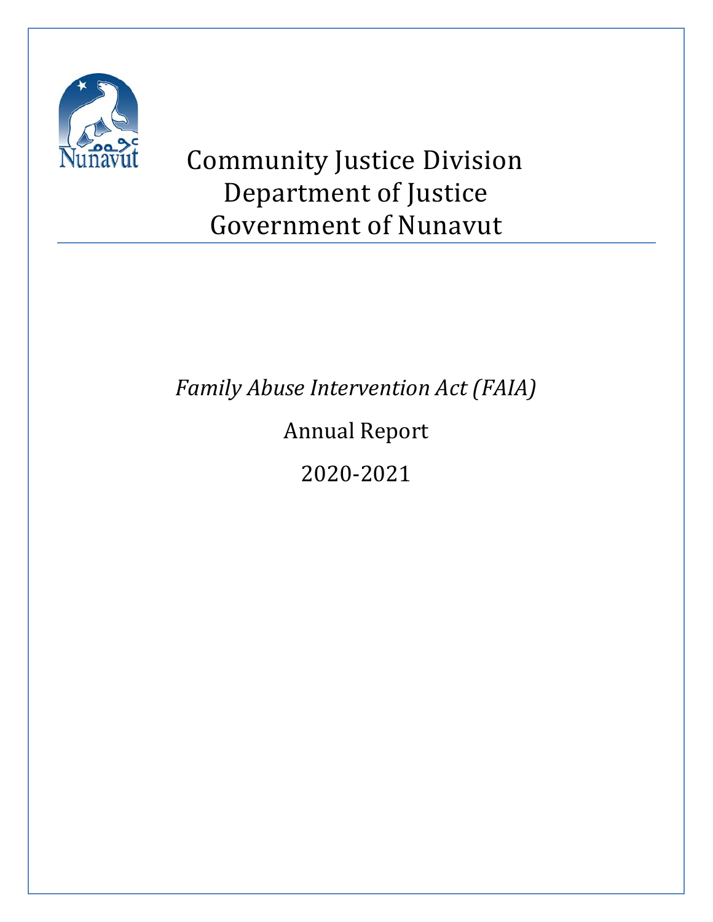# Community Justice Division
# Department of Justice
# Government of Nunavut

*Family Abuse Intervention Act (FAIA)*

Annual Report

2020-2021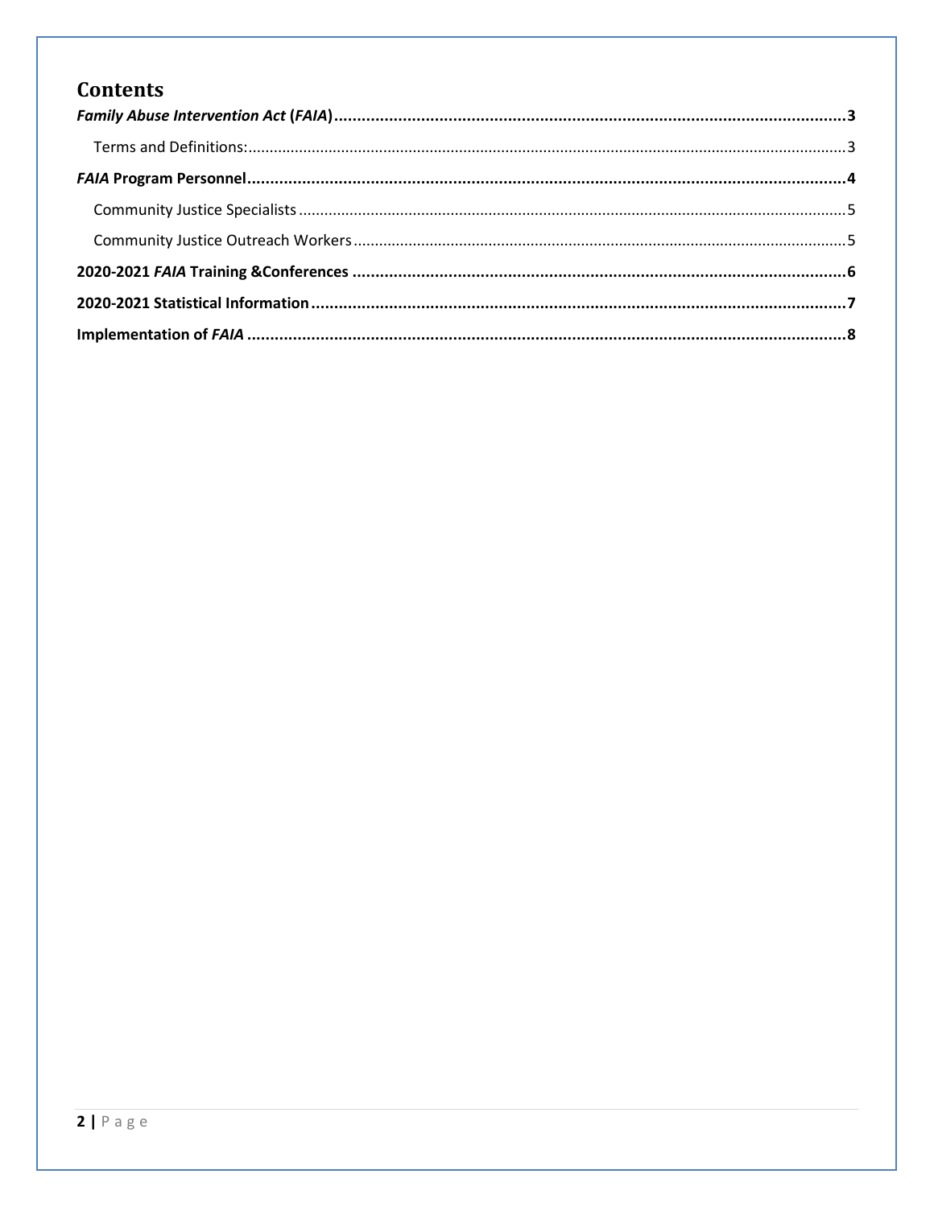# Contents

*Family Abuse Intervention Act* (*FAIA*) ....................................................................................................... 3

Terms and Definitions: ..................................................................................................................... 3

*FAIA* Program Personnel .................................................................................................................. 4

Community Justice Specialists ........................................................................................................ 5

Community Justice Outreach Workers ............................................................................................ 5

2020-2021 *FAIA* Training &Conferences ............................................................................................ 6

2020-2021 Statistical Information ...................................................................................................... 7

Implementation of *FAIA* ................................................................................................................... 8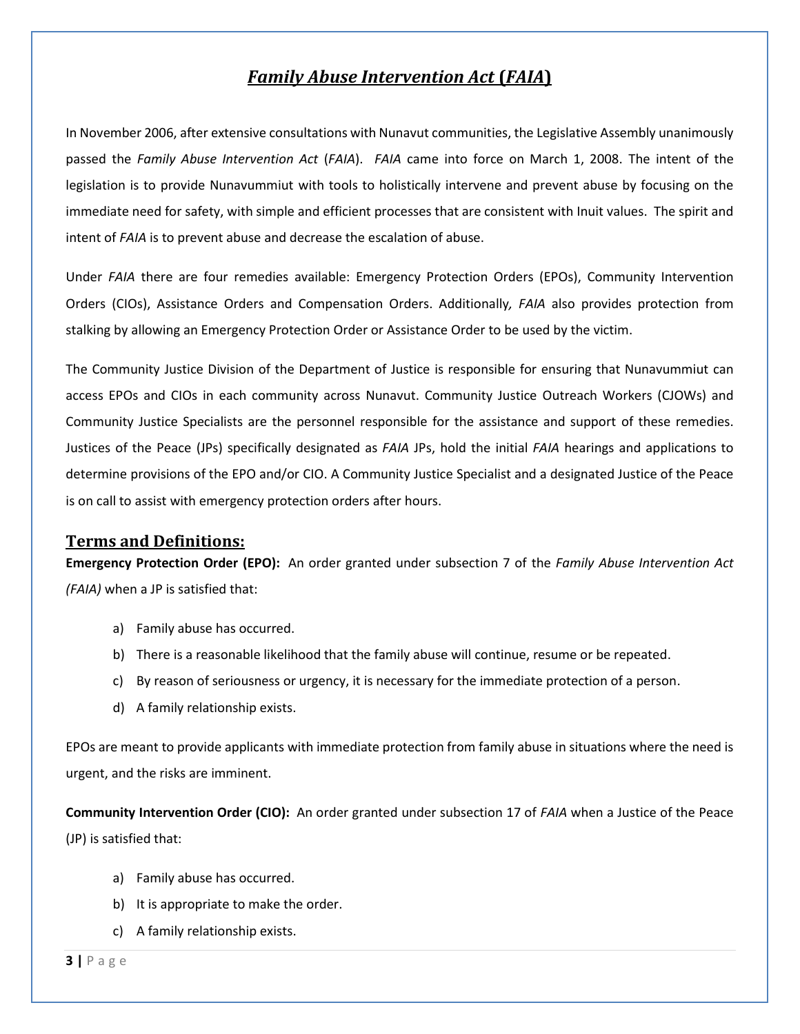# ***Family Abuse Intervention Act* (*FAIA*)**

In November 2006, after extensive consultations with Nunavut communities, the Legislative Assembly unanimously passed the *Family Abuse Intervention Act* (*FAIA*). *FAIA* came into force on March 1, 2008. The intent of the legislation is to provide Nunavummiut with tools to holistically intervene and prevent abuse by focusing on the immediate need for safety, with simple and efficient processes that are consistent with Inuit values. The spirit and intent of *FAIA* is to prevent abuse and decrease the escalation of abuse.

Under *FAIA* there are four remedies available: Emergency Protection Orders (EPOs), Community Intervention Orders (CIOs), Assistance Orders and Compensation Orders. Additionally, *FAIA* also provides protection from stalking by allowing an Emergency Protection Order or Assistance Order to be used by the victim.

The Community Justice Division of the Department of Justice is responsible for ensuring that Nunavummiut can access EPOs and CIOs in each community across Nunavut. Community Justice Outreach Workers (CJOWs) and Community Justice Specialists are the personnel responsible for the assistance and support of these remedies. Justices of the Peace (JPs) specifically designated as *FAIA* JPs, hold the initial *FAIA* hearings and applications to determine provisions of the EPO and/or CIO. A Community Justice Specialist and a designated Justice of the Peace is on call to assist with emergency protection orders after hours.

## Terms and Definitions:

**Emergency Protection Order (EPO):** An order granted under subsection 7 of the *Family Abuse Intervention Act (FAIA)* when a JP is satisfied that:

a) Family abuse has occurred.
b) There is a reasonable likelihood that the family abuse will continue, resume or be repeated.
c) By reason of seriousness or urgency, it is necessary for the immediate protection of a person.
d) A family relationship exists.

EPOs are meant to provide applicants with immediate protection from family abuse in situations where the need is urgent, and the risks are imminent.

**Community Intervention Order (CIO):** An order granted under subsection 17 of *FAIA* when a Justice of the Peace (JP) is satisfied that:

a) Family abuse has occurred.
b) It is appropriate to make the order.
c) A family relationship exists.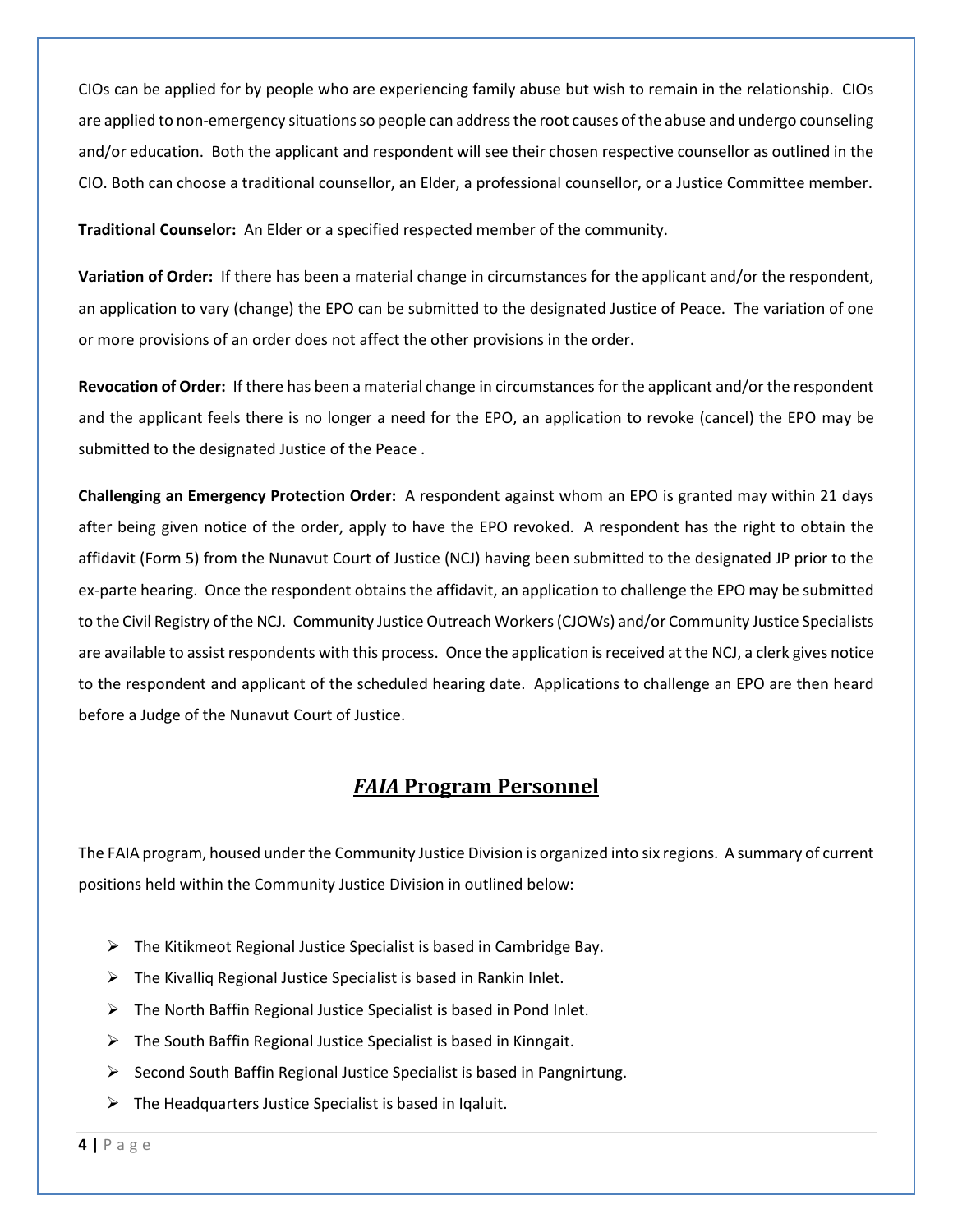CIOs can be applied for by people who are experiencing family abuse but wish to remain in the relationship. CIOs are applied to non-emergency situations so people can address the root causes of the abuse and undergo counseling and/or education. Both the applicant and respondent will see their chosen respective counsellor as outlined in the CIO. Both can choose a traditional counsellor, an Elder, a professional counsellor, or a Justice Committee member.

**Traditional Counselor:** An Elder or a specified respected member of the community.

**Variation of Order:** If there has been a material change in circumstances for the applicant and/or the respondent, an application to vary (change) the EPO can be submitted to the designated Justice of Peace. The variation of one or more provisions of an order does not affect the other provisions in the order.

**Revocation of Order:** If there has been a material change in circumstances for the applicant and/or the respondent and the applicant feels there is no longer a need for the EPO, an application to revoke (cancel) the EPO may be submitted to the designated Justice of the Peace .

**Challenging an Emergency Protection Order:** A respondent against whom an EPO is granted may within 21 days after being given notice of the order, apply to have the EPO revoked. A respondent has the right to obtain the affidavit (Form 5) from the Nunavut Court of Justice (NCJ) having been submitted to the designated JP prior to the ex-parte hearing. Once the respondent obtains the affidavit, an application to challenge the EPO may be submitted to the Civil Registry of the NCJ. Community Justice Outreach Workers (CJOWs) and/or Community Justice Specialists are available to assist respondents with this process. Once the application is received at the NCJ, a clerk gives notice to the respondent and applicant of the scheduled hearing date. Applications to challenge an EPO are then heard before a Judge of the Nunavut Court of Justice.

## ***FAIA* Program Personnel**

The FAIA program, housed under the Community Justice Division is organized into six regions. A summary of current positions held within the Community Justice Division in outlined below:

- The Kitikmeot Regional Justice Specialist is based in Cambridge Bay.
- The Kivalliq Regional Justice Specialist is based in Rankin Inlet.
- The North Baffin Regional Justice Specialist is based in Pond Inlet.
- The South Baffin Regional Justice Specialist is based in Kinngait.
- Second South Baffin Regional Justice Specialist is based in Pangnirtung.
- The Headquarters Justice Specialist is based in Iqaluit.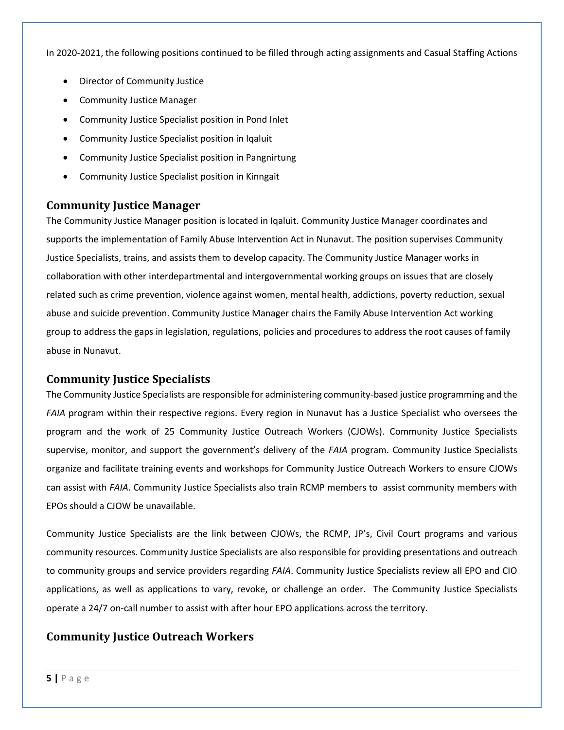In 2020-2021, the following positions continued to be filled through acting assignments and Casual Staffing Actions

- Director of Community Justice
- Community Justice Manager
- Community Justice Specialist position in Pond Inlet
- Community Justice Specialist position in Iqaluit
- Community Justice Specialist position in Pangnirtung
- Community Justice Specialist position in Kinngait

## Community Justice Manager

The Community Justice Manager position is located in Iqaluit. Community Justice Manager coordinates and supports the implementation of Family Abuse Intervention Act in Nunavut. The position supervises Community Justice Specialists, trains, and assists them to develop capacity. The Community Justice Manager works in collaboration with other interdepartmental and intergovernmental working groups on issues that are closely related such as crime prevention, violence against women, mental health, addictions, poverty reduction, sexual abuse and suicide prevention. Community Justice Manager chairs the Family Abuse Intervention Act working group to address the gaps in legislation, regulations, policies and procedures to address the root causes of family abuse in Nunavut.

## Community Justice Specialists

The Community Justice Specialists are responsible for administering community-based justice programming and the *FAIA* program within their respective regions. Every region in Nunavut has a Justice Specialist who oversees the program and the work of 25 Community Justice Outreach Workers (CJOWs). Community Justice Specialists supervise, monitor, and support the government's delivery of the *FAIA* program. Community Justice Specialists organize and facilitate training events and workshops for Community Justice Outreach Workers to ensure CJOWs can assist with *FAIA*. Community Justice Specialists also train RCMP members to assist community members with EPOs should a CJOW be unavailable.

Community Justice Specialists are the link between CJOWs, the RCMP, JP's, Civil Court programs and various community resources. Community Justice Specialists are also responsible for providing presentations and outreach to community groups and service providers regarding *FAIA*. Community Justice Specialists review all EPO and CIO applications, as well as applications to vary, revoke, or challenge an order. The Community Justice Specialists operate a 24/7 on-call number to assist with after hour EPO applications across the territory.

## Community Justice Outreach Workers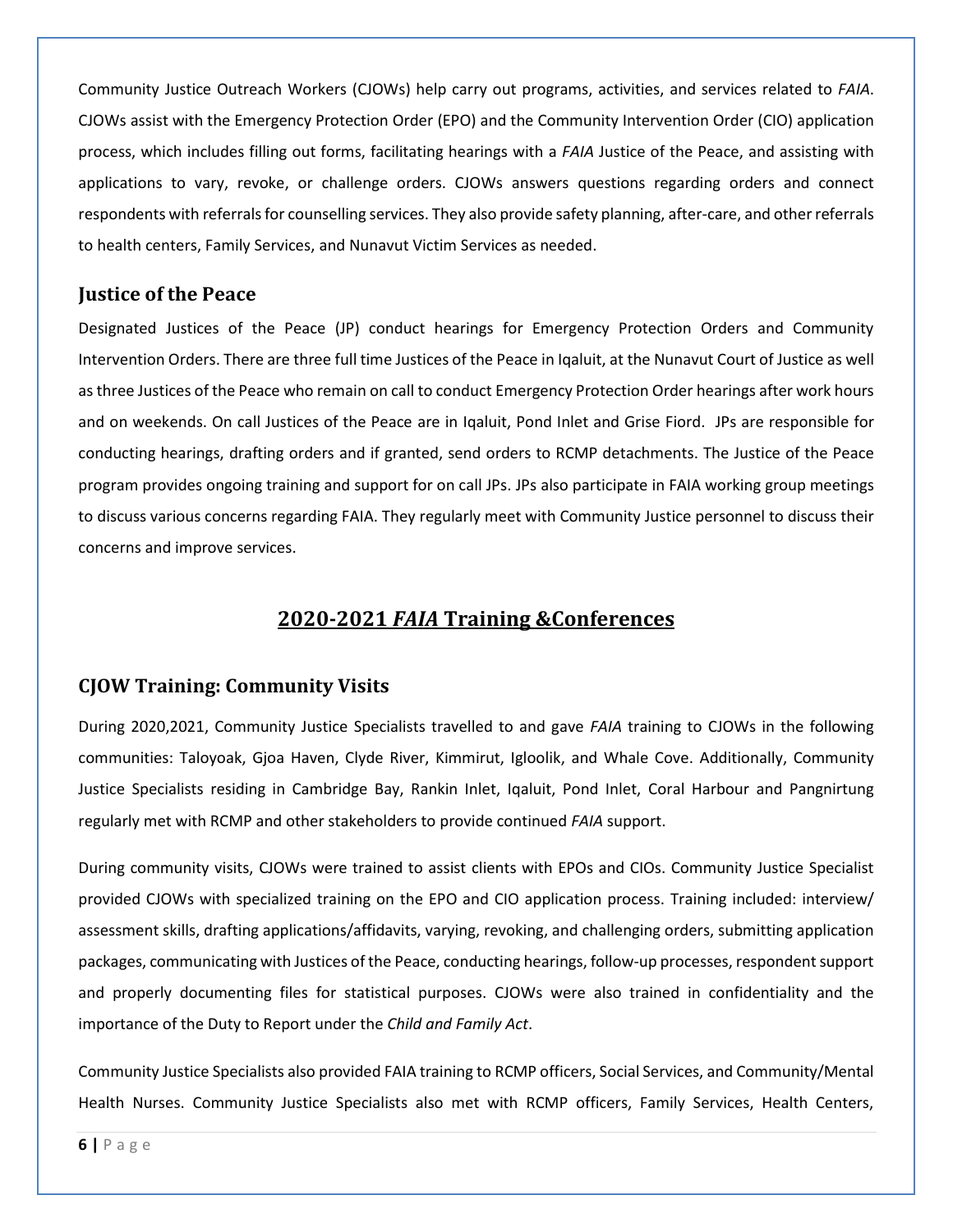Community Justice Outreach Workers (CJOWs) help carry out programs, activities, and services related to *FAIA*. CJOWs assist with the Emergency Protection Order (EPO) and the Community Intervention Order (CIO) application process, which includes filling out forms, facilitating hearings with a *FAIA* Justice of the Peace, and assisting with applications to vary, revoke, or challenge orders. CJOWs answers questions regarding orders and connect respondents with referrals for counselling services. They also provide safety planning, after-care, and other referrals to health centers, Family Services, and Nunavut Victim Services as needed.

### Justice of the Peace

Designated Justices of the Peace (JP) conduct hearings for Emergency Protection Orders and Community Intervention Orders. There are three full time Justices of the Peace in Iqaluit, at the Nunavut Court of Justice as well as three Justices of the Peace who remain on call to conduct Emergency Protection Order hearings after work hours and on weekends. On call Justices of the Peace are in Iqaluit, Pond Inlet and Grise Fiord. JPs are responsible for conducting hearings, drafting orders and if granted, send orders to RCMP detachments. The Justice of the Peace program provides ongoing training and support for on call JPs. JPs also participate in FAIA working group meetings to discuss various concerns regarding FAIA. They regularly meet with Community Justice personnel to discuss their concerns and improve services.

## 2020-2021 *FAIA* Training &Conferences

### CJOW Training: Community Visits

During 2020,2021, Community Justice Specialists travelled to and gave *FAIA* training to CJOWs in the following communities: Taloyoak, Gjoa Haven, Clyde River, Kimmirut, Igloolik, and Whale Cove. Additionally, Community Justice Specialists residing in Cambridge Bay, Rankin Inlet, Iqaluit, Pond Inlet, Coral Harbour and Pangnirtung regularly met with RCMP and other stakeholders to provide continued *FAIA* support.

During community visits, CJOWs were trained to assist clients with EPOs and CIOs. Community Justice Specialist provided CJOWs with specialized training on the EPO and CIO application process. Training included: interview/ assessment skills, drafting applications/affidavits, varying, revoking, and challenging orders, submitting application packages, communicating with Justices of the Peace, conducting hearings, follow-up processes, respondent support and properly documenting files for statistical purposes. CJOWs were also trained in confidentiality and the importance of the Duty to Report under the *Child and Family Act*.

Community Justice Specialists also provided FAIA training to RCMP officers, Social Services, and Community/Mental Health Nurses. Community Justice Specialists also met with RCMP officers, Family Services, Health Centers,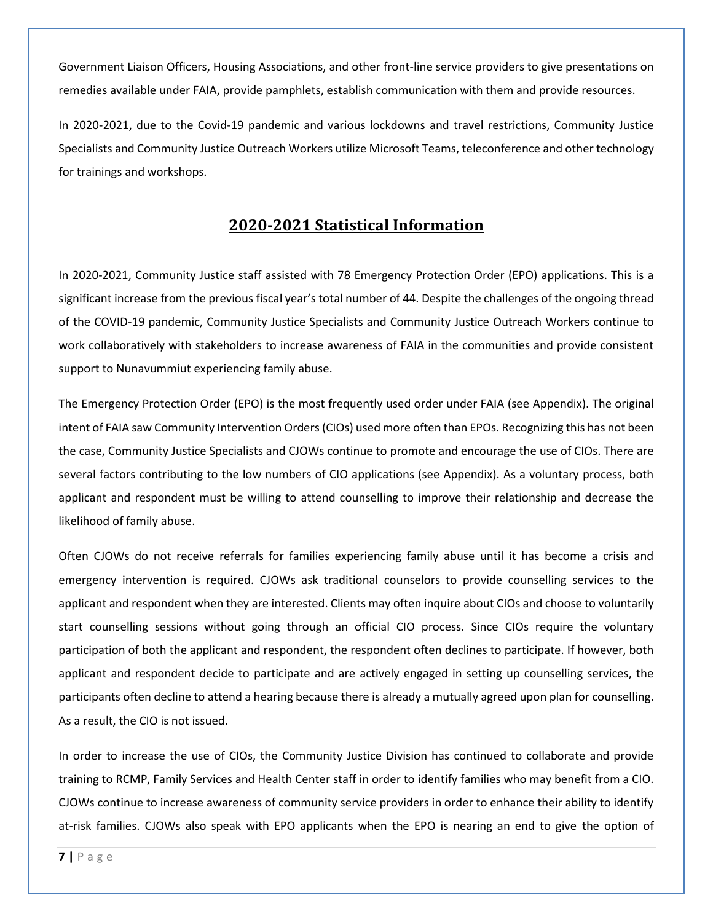Government Liaison Officers, Housing Associations, and other front-line service providers to give presentations on remedies available under FAIA, provide pamphlets, establish communication with them and provide resources.

In 2020-2021, due to the Covid-19 pandemic and various lockdowns and travel restrictions, Community Justice Specialists and Community Justice Outreach Workers utilize Microsoft Teams, teleconference and other technology for trainings and workshops.

## 2020-2021 Statistical Information

In 2020-2021, Community Justice staff assisted with 78 Emergency Protection Order (EPO) applications. This is a significant increase from the previous fiscal year's total number of 44. Despite the challenges of the ongoing thread of the COVID-19 pandemic, Community Justice Specialists and Community Justice Outreach Workers continue to work collaboratively with stakeholders to increase awareness of FAIA in the communities and provide consistent support to Nunavummiut experiencing family abuse.

The Emergency Protection Order (EPO) is the most frequently used order under FAIA (see Appendix). The original intent of FAIA saw Community Intervention Orders (CIOs) used more often than EPOs. Recognizing this has not been the case, Community Justice Specialists and CJOWs continue to promote and encourage the use of CIOs. There are several factors contributing to the low numbers of CIO applications (see Appendix). As a voluntary process, both applicant and respondent must be willing to attend counselling to improve their relationship and decrease the likelihood of family abuse.

Often CJOWs do not receive referrals for families experiencing family abuse until it has become a crisis and emergency intervention is required. CJOWs ask traditional counselors to provide counselling services to the applicant and respondent when they are interested. Clients may often inquire about CIOs and choose to voluntarily start counselling sessions without going through an official CIO process. Since CIOs require the voluntary participation of both the applicant and respondent, the respondent often declines to participate. If however, both applicant and respondent decide to participate and are actively engaged in setting up counselling services, the participants often decline to attend a hearing because there is already a mutually agreed upon plan for counselling. As a result, the CIO is not issued.

In order to increase the use of CIOs, the Community Justice Division has continued to collaborate and provide training to RCMP, Family Services and Health Center staff in order to identify families who may benefit from a CIO. CJOWs continue to increase awareness of community service providers in order to enhance their ability to identify at-risk families. CJOWs also speak with EPO applicants when the EPO is nearing an end to give the option of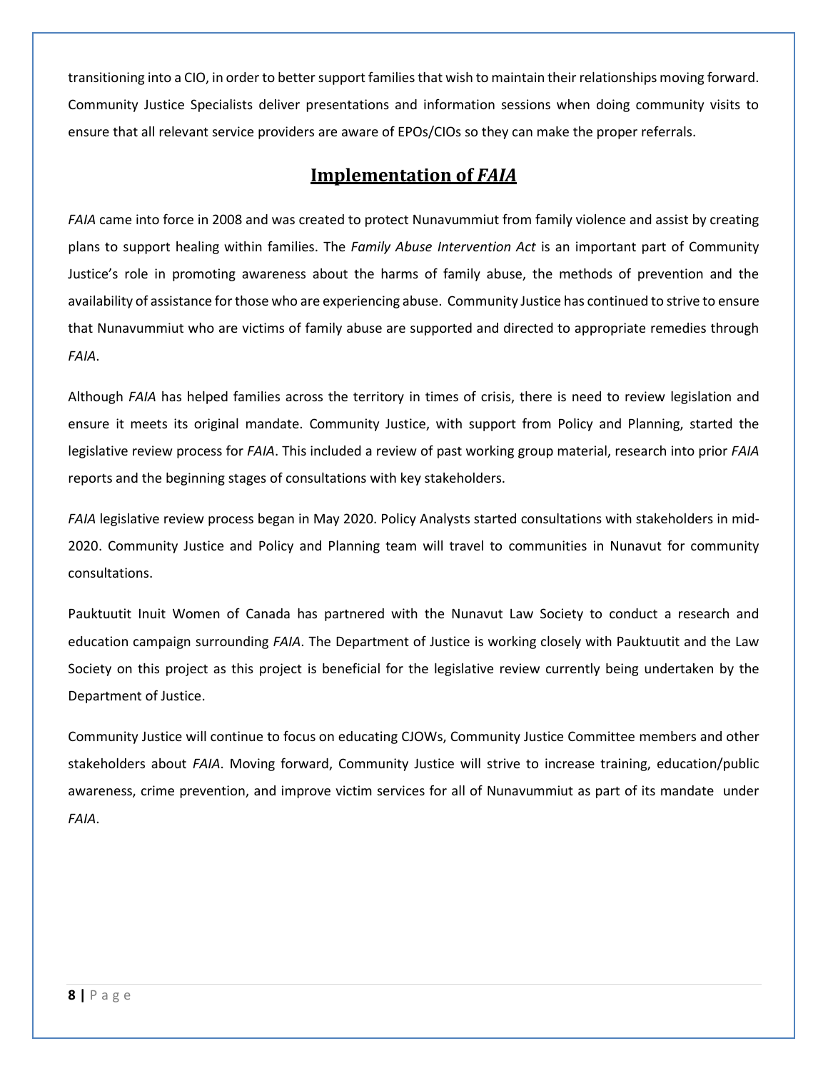transitioning into a CIO, in order to better support families that wish to maintain their relationships moving forward. Community Justice Specialists deliver presentations and information sessions when doing community visits to ensure that all relevant service providers are aware of EPOs/CIOs so they can make the proper referrals.

## Implementation of *FAIA*

*FAIA* came into force in 2008 and was created to protect Nunavummiut from family violence and assist by creating plans to support healing within families. The *Family Abuse Intervention Act* is an important part of Community Justice's role in promoting awareness about the harms of family abuse, the methods of prevention and the availability of assistance for those who are experiencing abuse. Community Justice has continued to strive to ensure that Nunavummiut who are victims of family abuse are supported and directed to appropriate remedies through *FAIA*.

Although *FAIA* has helped families across the territory in times of crisis, there is need to review legislation and ensure it meets its original mandate. Community Justice, with support from Policy and Planning, started the legislative review process for *FAIA*. This included a review of past working group material, research into prior *FAIA* reports and the beginning stages of consultations with key stakeholders.

*FAIA* legislative review process began in May 2020. Policy Analysts started consultations with stakeholders in mid-2020. Community Justice and Policy and Planning team will travel to communities in Nunavut for community consultations.

Pauktuutit Inuit Women of Canada has partnered with the Nunavut Law Society to conduct a research and education campaign surrounding *FAIA*. The Department of Justice is working closely with Pauktuutit and the Law Society on this project as this project is beneficial for the legislative review currently being undertaken by the Department of Justice.

Community Justice will continue to focus on educating CJOWs, Community Justice Committee members and other stakeholders about *FAIA*. Moving forward, Community Justice will strive to increase training, education/public awareness, crime prevention, and improve victim services for all of Nunavummiut as part of its mandate under *FAIA*.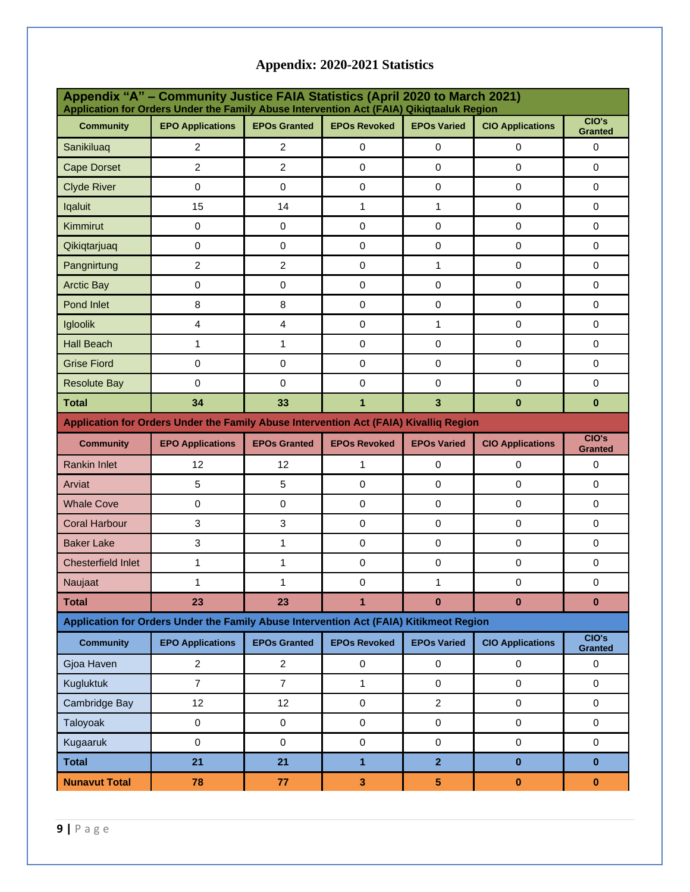# Appendix: 2020-2021 Statistics

| Appendix "A" – Community Justice FAIA Statistics (April 2020 to March 2021) Application for Orders Under the Family Abuse Intervention Act (FAIA) Qikiqtaaluk Region | | | | | | |
|---|---|---|---|---|---|---|
| **Community** | **EPO Applications** | **EPOs Granted** | **EPOs Revoked** | **EPOs Varied** | **CIO Applications** | **CIO's Granted** |
| Sanikiluaq | 2 | 2 | 0 | 0 | 0 | 0 |
| Cape Dorset | 2 | 2 | 0 | 0 | 0 | 0 |
| Clyde River | 0 | 0 | 0 | 0 | 0 | 0 |
| Iqaluit | 15 | 14 | 1 | 1 | 0 | 0 |
| Kimmirut | 0 | 0 | 0 | 0 | 0 | 0 |
| Qikiqtarjuaq | 0 | 0 | 0 | 0 | 0 | 0 |
| Pangnirtung | 2 | 2 | 0 | 1 | 0 | 0 |
| Arctic Bay | 0 | 0 | 0 | 0 | 0 | 0 |
| Pond Inlet | 8 | 8 | 0 | 0 | 0 | 0 |
| Igloolik | 4 | 4 | 0 | 1 | 0 | 0 |
| Hall Beach | 1 | 1 | 0 | 0 | 0 | 0 |
| Grise Fiord | 0 | 0 | 0 | 0 | 0 | 0 |
| Resolute Bay | 0 | 0 | 0 | 0 | 0 | 0 |
| **Total** | **34** | **33** | **1** | **3** | **0** | **0** |
| **Application for Orders Under the Family Abuse Intervention Act (FAIA) Kivalliq Region** | | | | | | |
| **Community** | **EPO Applications** | **EPOs Granted** | **EPOs Revoked** | **EPOs Varied** | **CIO Applications** | **CIO's Granted** |
| Rankin Inlet | 12 | 12 | 1 | 0 | 0 | 0 |
| Arviat | 5 | 5 | 0 | 0 | 0 | 0 |
| Whale Cove | 0 | 0 | 0 | 0 | 0 | 0 |
| Coral Harbour | 3 | 3 | 0 | 0 | 0 | 0 |
| Baker Lake | 3 | 1 | 0 | 0 | 0 | 0 |
| Chesterfield Inlet | 1 | 1 | 0 | 0 | 0 | 0 |
| Naujaat | 1 | 1 | 0 | 1 | 0 | 0 |
| **Total** | **23** | **23** | **1** | **0** | **0** | **0** |
| **Application for Orders Under the Family Abuse Intervention Act (FAIA) Kitikmeot Region** | | | | | | |
| **Community** | **EPO Applications** | **EPOs Granted** | **EPOs Revoked** | **EPOs Varied** | **CIO Applications** | **CIO's Granted** |
| Gjoa Haven | 2 | 2 | 0 | 0 | 0 | 0 |
| Kugluktuk | 7 | 7 | 1 | 0 | 0 | 0 |
| Cambridge Bay | 12 | 12 | 0 | 2 | 0 | 0 |
| Taloyoak | 0 | 0 | 0 | 0 | 0 | 0 |
| Kugaaruk | 0 | 0 | 0 | 0 | 0 | 0 |
| **Total** | **21** | **21** | **1** | **2** | **0** | **0** |
| **Nunavut Total** | **78** | **77** | **3** | **5** | **0** | **0** |